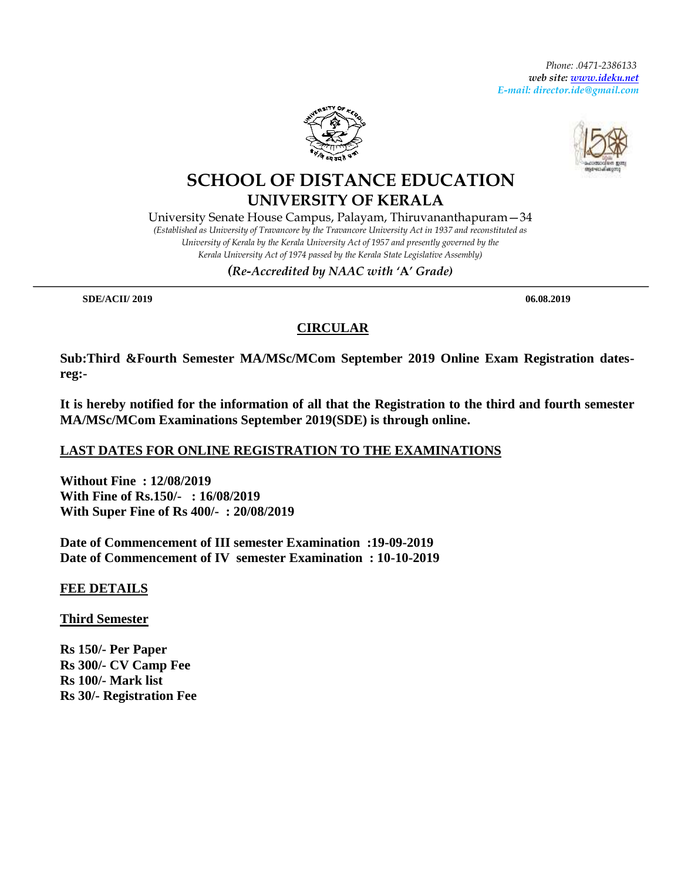Phone: .0471-2386133
*web site: www.ideku.net*
*E-mail: director.ide@gmail.com*

# SCHOOL OF DISTANCE EDUCATION
## UNIVERSITY OF KERALA

University Senate House Campus, Palayam, Thiruvananthapuram—34

*(Established as University of Travancore by the Travancore University Act in 1937 and reconstituted as University of Kerala by the Kerala University Act of 1957 and presently governed by the Kerala University Act of 1974 passed by the Kerala State Legislative Assembly)*

***(Re-Accredited by NAAC with 'A' Grade)***

---

**SDE/ACII/ 2019** **06.08.2019**

## CIRCULAR

**Sub:Third &Fourth Semester MA/MSc/MCom September 2019 Online Exam Registration dates-reg:-**

**It is hereby notified for the information of all that the Registration to the third and fourth semester MA/MSc/MCom Examinations September 2019(SDE) is through online.**

**LAST DATES FOR ONLINE REGISTRATION TO THE EXAMINATIONS**

**Without Fine : 12/08/2019**
**With Fine of Rs.150/- : 16/08/2019**
**With Super Fine of Rs 400/- : 20/08/2019**

**Date of Commencement of III semester Examination :19-09-2019**
**Date of Commencement of IV semester Examination : 10-10-2019**

**FEE DETAILS**

**Third Semester**

**Rs 150/- Per Paper**
**Rs 300/- CV Camp Fee**
**Rs 100/- Mark list**
**Rs 30/- Registration Fee**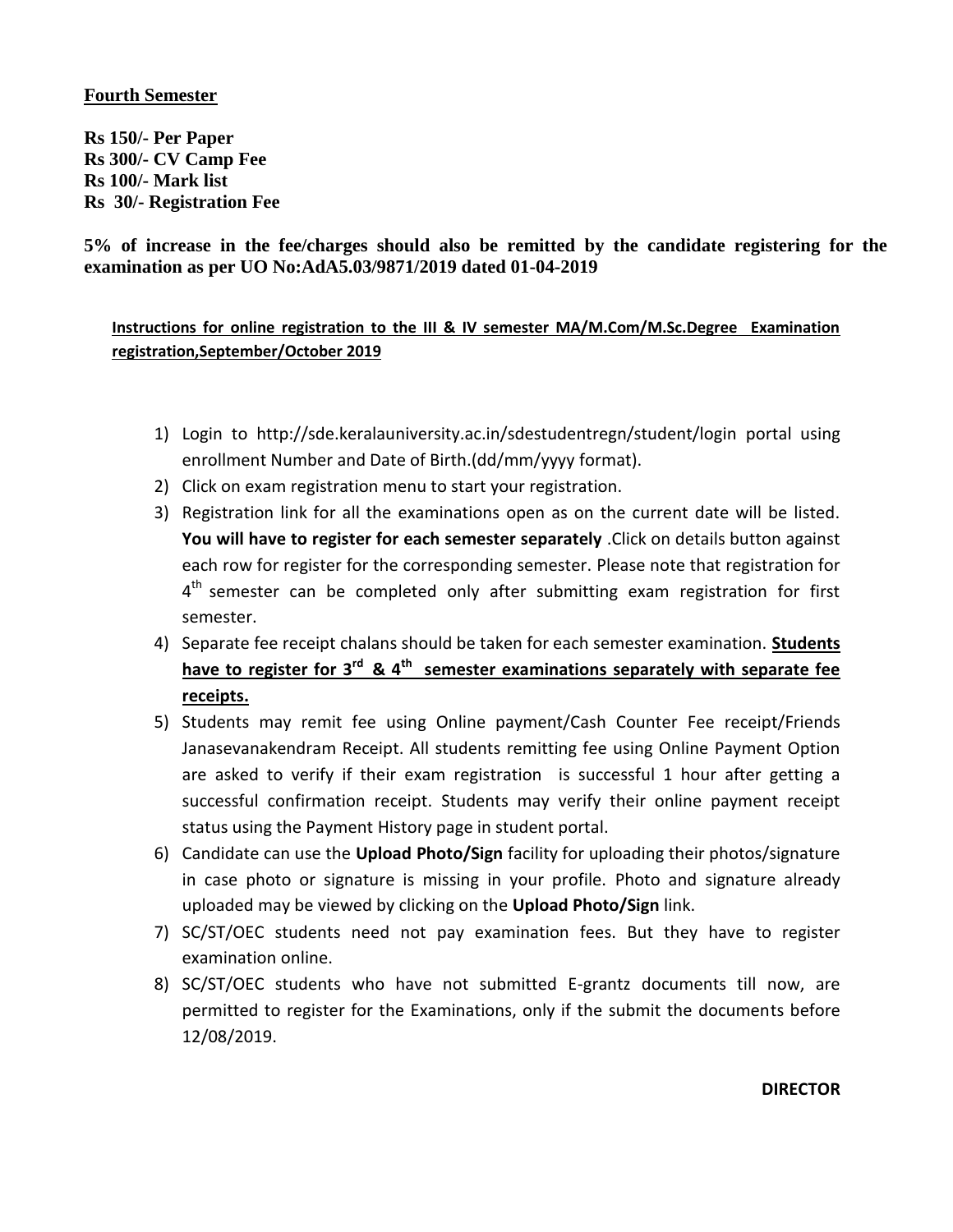**Fourth Semester**

**Rs 150/- Per Paper**
**Rs 300/- CV Camp Fee**
**Rs 100/- Mark list**
**Rs 30/- Registration Fee**

**5% of increase in the fee/charges should also be remitted by the candidate registering for the examination as per UO No:AdA5.03/9871/2019 dated 01-04-2019**

**Instructions for online registration to the III & IV semester MA/M.Com/M.Sc.Degree Examination registration,September/October 2019**

1) Login to http://sde.keralauniversity.ac.in/sdestudentregn/student/login portal using enrollment Number and Date of Birth.(dd/mm/yyyy format).
2) Click on exam registration menu to start your registration.
3) Registration link for all the examinations open as on the current date will be listed. **You will have to register for each semester separately** .Click on details button against each row for register for the corresponding semester. Please note that registration for 4th semester can be completed only after submitting exam registration for first semester.
4) Separate fee receipt chalans should be taken for each semester examination. **Students have to register for 3rd & 4th semester examinations separately with separate fee receipts.**
5) Students may remit fee using Online payment/Cash Counter Fee receipt/Friends Janasevanakendram Receipt. All students remitting fee using Online Payment Option are asked to verify if their exam registration is successful 1 hour after getting a successful confirmation receipt. Students may verify their online payment receipt status using the Payment History page in student portal.
6) Candidate can use the **Upload Photo/Sign** facility for uploading their photos/signature in case photo or signature is missing in your profile. Photo and signature already uploaded may be viewed by clicking on the **Upload Photo/Sign** link.
7) SC/ST/OEC students need not pay examination fees. But they have to register examination online.
8) SC/ST/OEC students who have not submitted E-grantz documents till now, are permitted to register for the Examinations, only if the submit the documents before 12/08/2019.

**DIRECTOR**